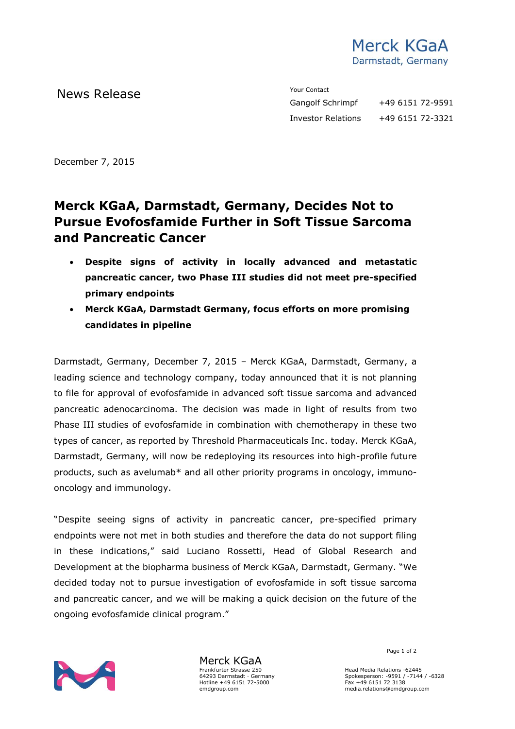Merck KGaA
Darmstadt, Germany

News Release

Your Contact

Gangolf Schrimpf +49 6151 72-9591

Investor Relations +49 6151 72-3321

December 7, 2015

# Merck KGaA, Darmstadt, Germany, Decides Not to Pursue Evofosfamide Further in Soft Tissue Sarcoma and Pancreatic Cancer

- **Despite signs of activity in locally advanced and metastatic pancreatic cancer, two Phase III studies did not meet pre-specified primary endpoints**
- **Merck KGaA, Darmstadt Germany, focus efforts on more promising candidates in pipeline**

Darmstadt, Germany, December 7, 2015 – Merck KGaA, Darmstadt, Germany, a leading science and technology company, today announced that it is not planning to file for approval of evofosfamide in advanced soft tissue sarcoma and advanced pancreatic adenocarcinoma. The decision was made in light of results from two Phase III studies of evofosfamide in combination with chemotherapy in these two types of cancer, as reported by Threshold Pharmaceuticals Inc. today. Merck KGaA, Darmstadt, Germany, will now be redeploying its resources into high-profile future products, such as avelumab* and all other priority programs in oncology, immuno-oncology and immunology.

"Despite seeing signs of activity in pancreatic cancer, pre-specified primary endpoints were not met in both studies and therefore the data do not support filing in these indications," said Luciano Rossetti, Head of Global Research and Development at the biopharma business of Merck KGaA, Darmstadt, Germany. "We decided today not to pursue investigation of evofosfamide in soft tissue sarcoma and pancreatic cancer, and we will be making a quick decision on the future of the ongoing evofosfamide clinical program."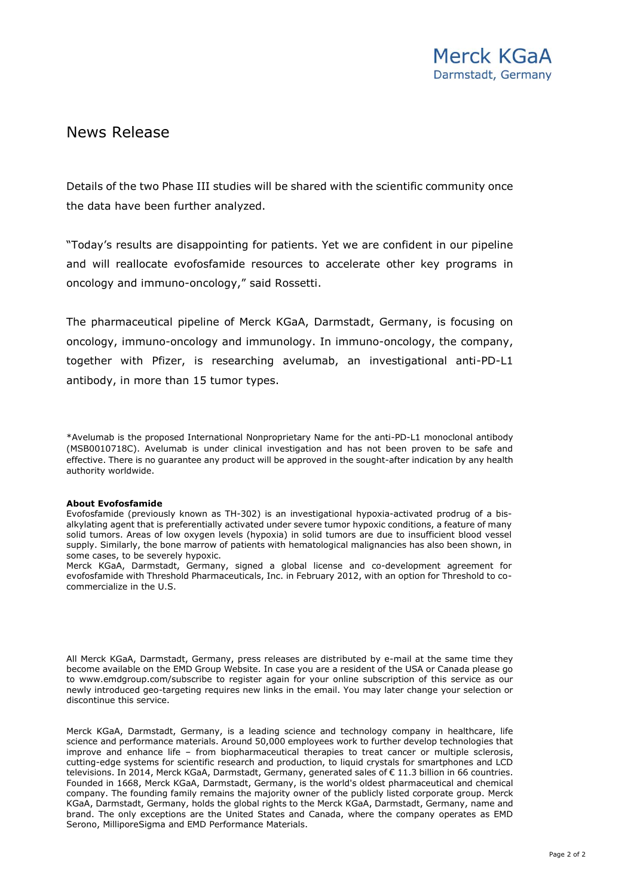Details of the two Phase III studies will be shared with the scientific community once the data have been further analyzed.

"Today's results are disappointing for patients. Yet we are confident in our pipeline and will reallocate evofosfamide resources to accelerate other key programs in oncology and immuno-oncology," said Rossetti.

The pharmaceutical pipeline of Merck KGaA, Darmstadt, Germany, is focusing on oncology, immuno-oncology and immunology. In immuno-oncology, the company, together with Pfizer, is researching avelumab, an investigational anti-PD-L1 antibody, in more than 15 tumor types.

*Avelumab is the proposed International Nonproprietary Name for the anti-PD-L1 monoclonal antibody (MSB0010718C). Avelumab is under clinical investigation and has not been proven to be safe and effective. There is no guarantee any product will be approved in the sought-after indication by any health authority worldwide.

**About Evofosfamide**

Evofosfamide (previously known as TH-302) is an investigational hypoxia-activated prodrug of a bis-alkylating agent that is preferentially activated under severe tumor hypoxic conditions, a feature of many solid tumors. Areas of low oxygen levels (hypoxia) in solid tumors are due to insufficient blood vessel supply. Similarly, the bone marrow of patients with hematological malignancies has also been shown, in some cases, to be severely hypoxic.

Merck KGaA, Darmstadt, Germany, signed a global license and co-development agreement for evofosfamide with Threshold Pharmaceuticals, Inc. in February 2012, with an option for Threshold to co-commercialize in the U.S.

All Merck KGaA, Darmstadt, Germany, press releases are distributed by e-mail at the same time they become available on the EMD Group Website. In case you are a resident of the USA or Canada please go to www.emdgroup.com/subscribe to register again for your online subscription of this service as our newly introduced geo-targeting requires new links in the email. You may later change your selection or discontinue this service.

Merck KGaA, Darmstadt, Germany, is a leading science and technology company in healthcare, life science and performance materials. Around 50,000 employees work to further develop technologies that improve and enhance life – from biopharmaceutical therapies to treat cancer or multiple sclerosis, cutting-edge systems for scientific research and production, to liquid crystals for smartphones and LCD televisions. In 2014, Merck KGaA, Darmstadt, Germany, generated sales of € 11.3 billion in 66 countries. Founded in 1668, Merck KGaA, Darmstadt, Germany, is the world's oldest pharmaceutical and chemical company. The founding family remains the majority owner of the publicly listed corporate group. Merck KGaA, Darmstadt, Germany, holds the global rights to the Merck KGaA, Darmstadt, Germany, name and brand. The only exceptions are the United States and Canada, where the company operates as EMD Serono, MilliporeSigma and EMD Performance Materials.